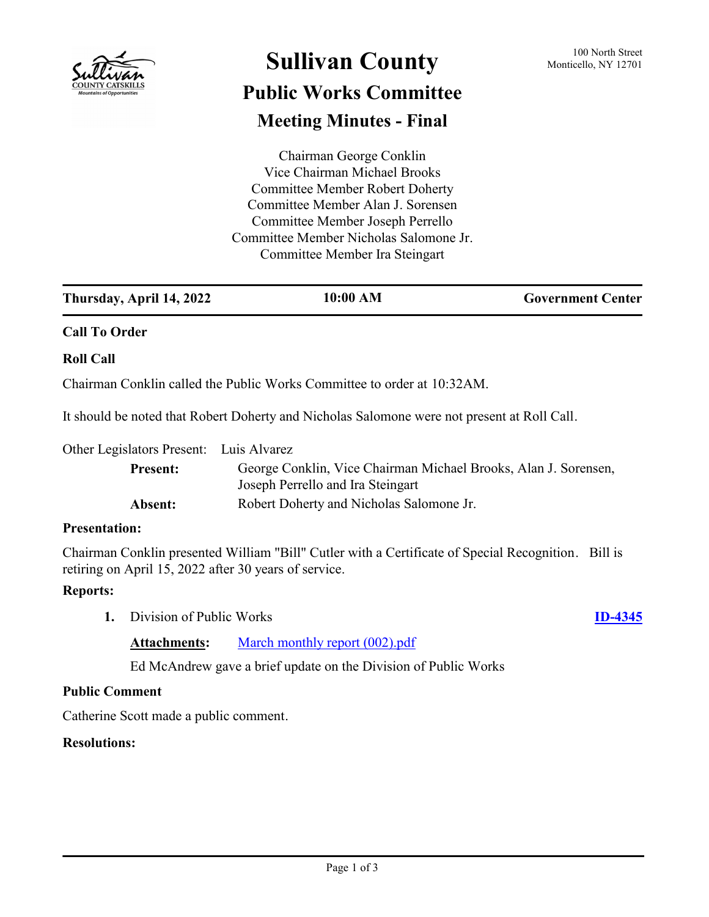# Sullivan County

## Public Works Committee

## Meeting Minutes - Final

100 North Street
Monticello, NY 12701

Chairman George Conklin
Vice Chairman Michael Brooks
Committee Member Robert Doherty
Committee Member Alan J. Sorensen
Committee Member Joseph Perrello
Committee Member Nicholas Salomone Jr.
Committee Member Ira Steingart

**Thursday, April 14, 2022** | **10:00 AM** | **Government Center**

### Call To Order

### Roll Call

Chairman Conklin called the Public Works Committee to order at 10:32AM.

It should be noted that Robert Doherty and Nicholas Salomone were not present at Roll Call.

Other Legislators Present: Luis Alvarez

**Present:** George Conklin, Vice Chairman Michael Brooks, Alan J. Sorensen, Joseph Perrello and Ira Steingart

**Absent:** Robert Doherty and Nicholas Salomone Jr.

### Presentation:

Chairman Conklin presented William "Bill" Cutler with a Certificate of Special Recognition. Bill is retiring on April 15, 2022 after 30 years of service.

### Reports:

**1.** Division of Public Works **ID-4345**

**Attachments:** March monthly report (002).pdf

Ed McAndrew gave a brief update on the Division of Public Works

### Public Comment

Catherine Scott made a public comment.

### Resolutions: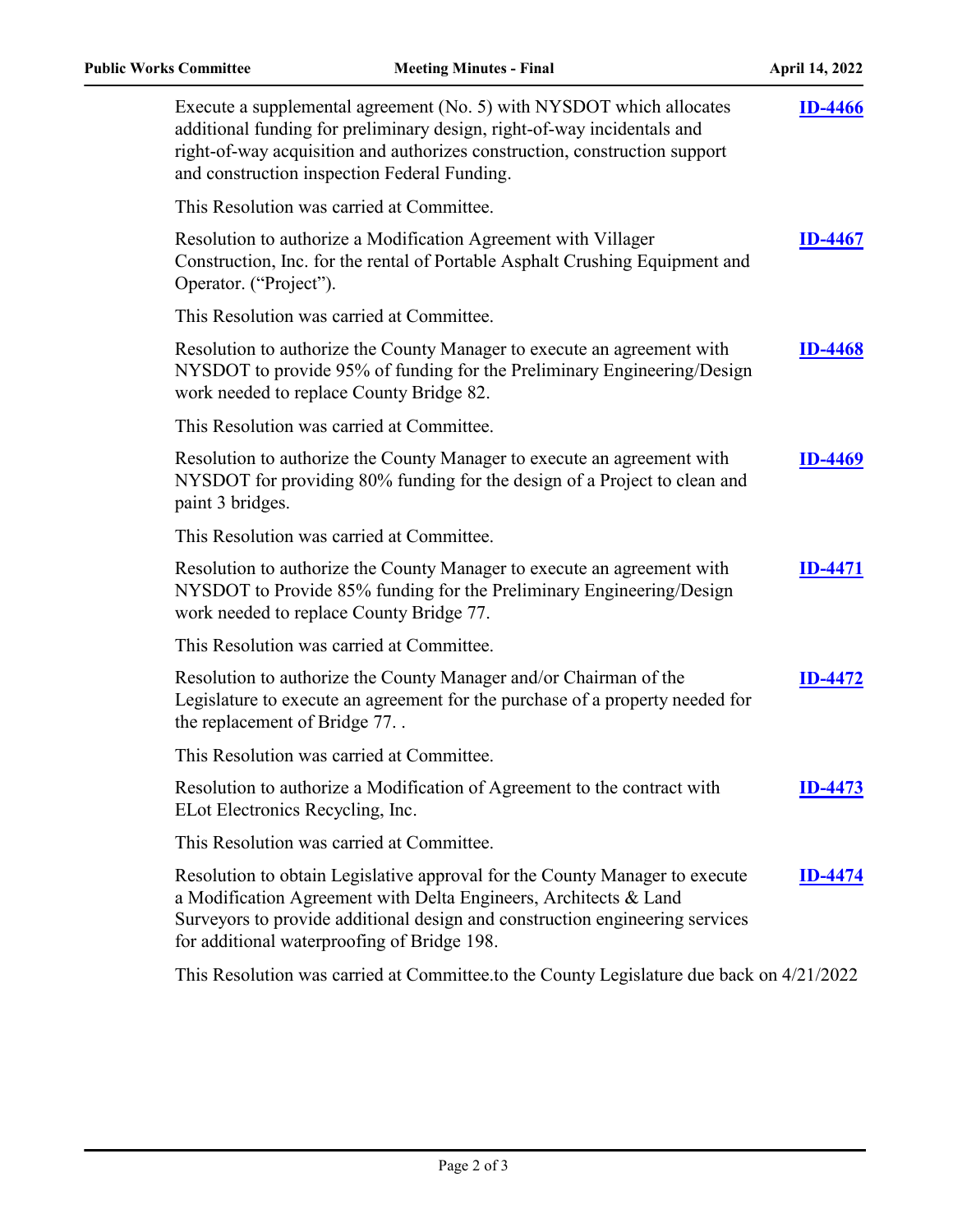Execute a supplemental agreement (No. 5) with NYSDOT which allocates additional funding for preliminary design, right-of-way incidentals and right-of-way acquisition and authorizes construction, construction support and construction inspection Federal Funding. **ID-4466**

This Resolution was carried at Committee.

Resolution to authorize a Modification Agreement with Villager Construction, Inc. for the rental of Portable Asphalt Crushing Equipment and Operator. ("Project"). **ID-4467**

This Resolution was carried at Committee.

Resolution to authorize the County Manager to execute an agreement with NYSDOT to provide 95% of funding for the Preliminary Engineering/Design work needed to replace County Bridge 82. **ID-4468**

This Resolution was carried at Committee.

Resolution to authorize the County Manager to execute an agreement with NYSDOT for providing 80% funding for the design of a Project to clean and paint 3 bridges. **ID-4469**

This Resolution was carried at Committee.

Resolution to authorize the County Manager to execute an agreement with NYSDOT to Provide 85% funding for the Preliminary Engineering/Design work needed to replace County Bridge 77. **ID-4471**

This Resolution was carried at Committee.

Resolution to authorize the County Manager and/or Chairman of the Legislature to execute an agreement for the purchase of a property needed for the replacement of Bridge 77. . **ID-4472**

This Resolution was carried at Committee.

Resolution to authorize a Modification of Agreement to the contract with ELot Electronics Recycling, Inc. **ID-4473**

This Resolution was carried at Committee.

Resolution to obtain Legislative approval for the County Manager to execute a Modification Agreement with Delta Engineers, Architects & Land Surveyors to provide additional design and construction engineering services for additional waterproofing of Bridge 198. **ID-4474**

This Resolution was carried at Committee.to the County Legislature due back on 4/21/2022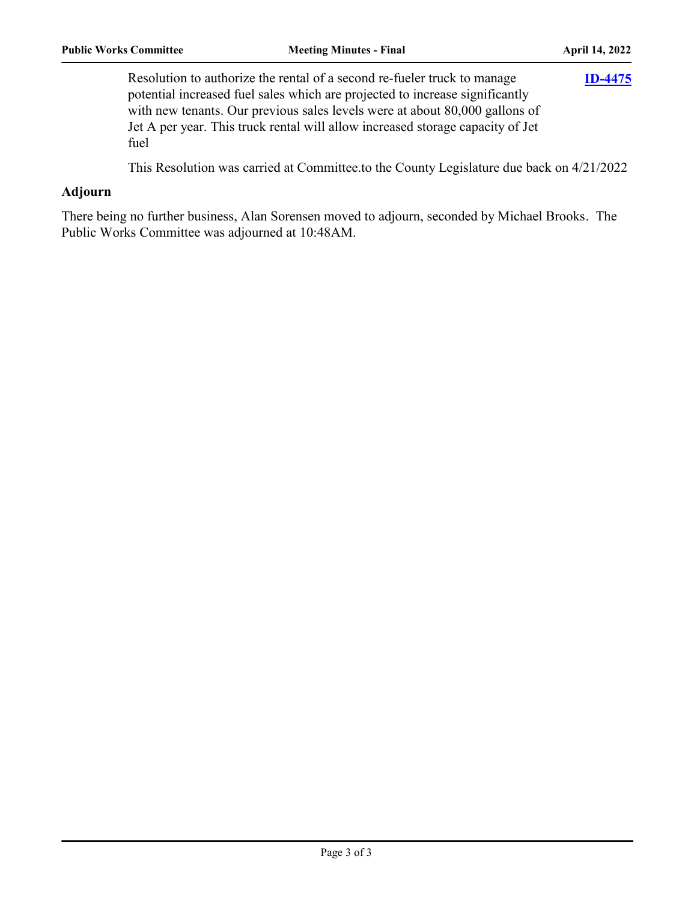Resolution to authorize the rental of a second re-fueler truck to manage potential increased fuel sales which are projected to increase significantly with new tenants. Our previous sales levels were at about 80,000 gallons of Jet A per year. This truck rental will allow increased storage capacity of Jet fuel

**ID-4475**

This Resolution was carried at Committee.to the County Legislature due back on 4/21/2022

## Adjourn

There being no further business, Alan Sorensen moved to adjourn, seconded by Michael Brooks. The Public Works Committee was adjourned at 10:48AM.